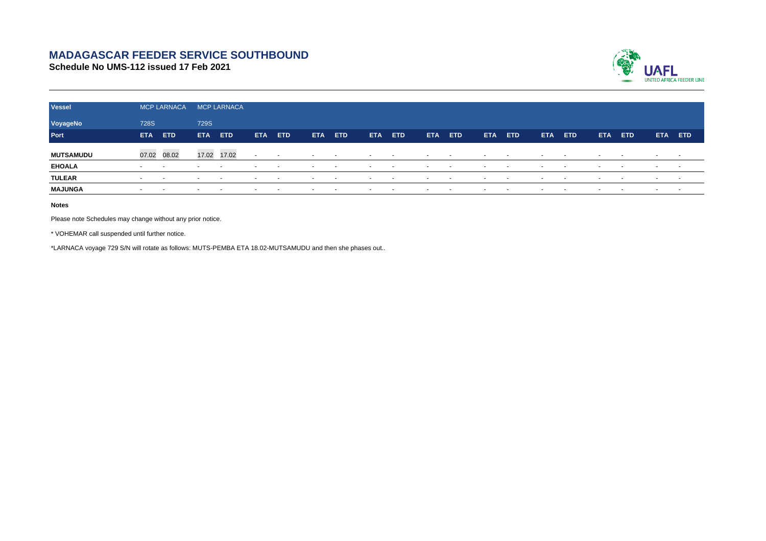# MADAGASCAR FEEDER SERVICE SOUTHBOUND

**Schedule No UMS-112 issued 17 Feb 2021**

UAFL
UNITED AFRICA FEEDER LINE

| Vessel | MCP LARNACA | | MCP LARNACA | | | | | | | | | | | | | | | | | |
|---|---|---|---|---|---|---|---|---|---|---|---|---|---|---|---|---|---|---|---|---|
| VoyageNo | 728S | | 729S | | | | | | | | | | | | | | | | | |
| Port | ETA | ETD | ETA | ETD | ETA | ETD | ETA | ETD | ETA | ETD | ETA | ETD | ETA | ETD | ETA | ETD | ETA | ETD | ETA | ETD |
| MUTSAMUDU | 07.02 | 08.02 | 17.02 | 17.02 | - | - | - | - | - | - | - | - | - | - | - | - | - | - | - | - |
| EHOALA | - | - | - | - | - | - | - | - | - | - | - | - | - | - | - | - | - | - | - | - |
| TULEAR | - | - | - | - | - | - | - | - | - | - | - | - | - | - | - | - | - | - | - | - |
| MAJUNGA | - | - | - | - | - | - | - | - | - | - | - | - | - | - | - | - | - | - | - | - |

**Notes**

Please note Schedules may change without any prior notice.

* VOHEMAR call suspended until further notice.

*LARNACA voyage 729 S/N will rotate as follows: MUTS-PEMBA ETA 18.02-MUTSAMUDU and then she phases out..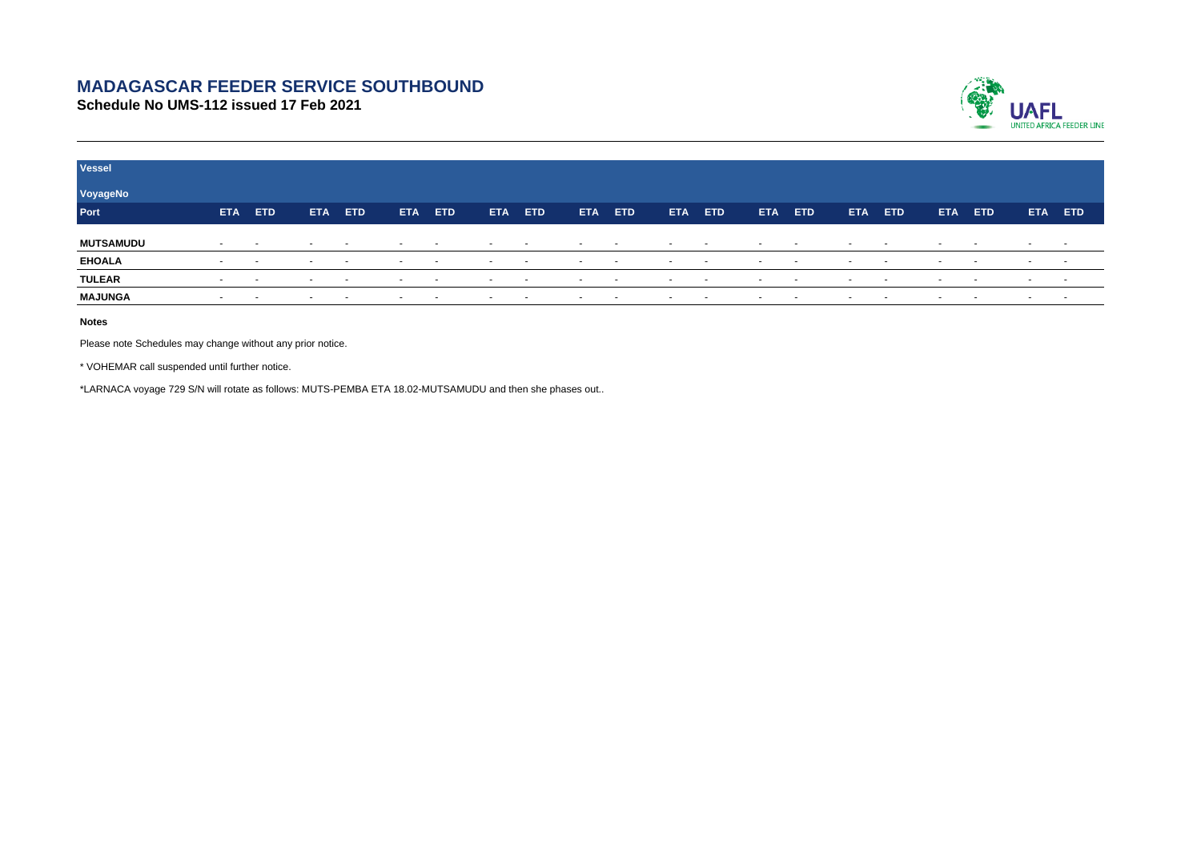# MADAGASCAR FEEDER SERVICE SOUTHBOUND

**Schedule No UMS-112 issued 17 Feb 2021**

UAFL
UNITED AFRICA FEEDER LINE

| Vessel | | | | | | | | | | | | | | | | | | | | |
|---|---|---|---|---|---|---|---|---|---|---|---|---|---|---|---|---|---|---|---|---|
| VoyageNo | | | | | | | | | | | | | | | | | | | | |
| Port | ETA | ETD | ETA | ETD | ETA | ETD | ETA | ETD | ETA | ETD | ETA | ETD | ETA | ETD | ETA | ETD | ETA | ETD | ETA | ETD |
| **MUTSAMUDU** | - | - | - | - | - | - | - | - | - | - | - | - | - | - | - | - | - | - | - | - |
| **EHOALA** | - | - | - | - | - | - | - | - | - | - | - | - | - | - | - | - | - | - | - | - |
| **TULEAR** | - | - | - | - | - | - | - | - | - | - | - | - | - | - | - | - | - | - | - | - |
| **MAJUNGA** | - | - | - | - | - | - | - | - | - | - | - | - | - | - | - | - | - | - | - | - |

**Notes**

Please note Schedules may change without any prior notice.

* VOHEMAR call suspended until further notice.

*LARNACA voyage 729 S/N will rotate as follows: MUTS-PEMBA ETA 18.02-MUTSAMUDU and then she phases out..